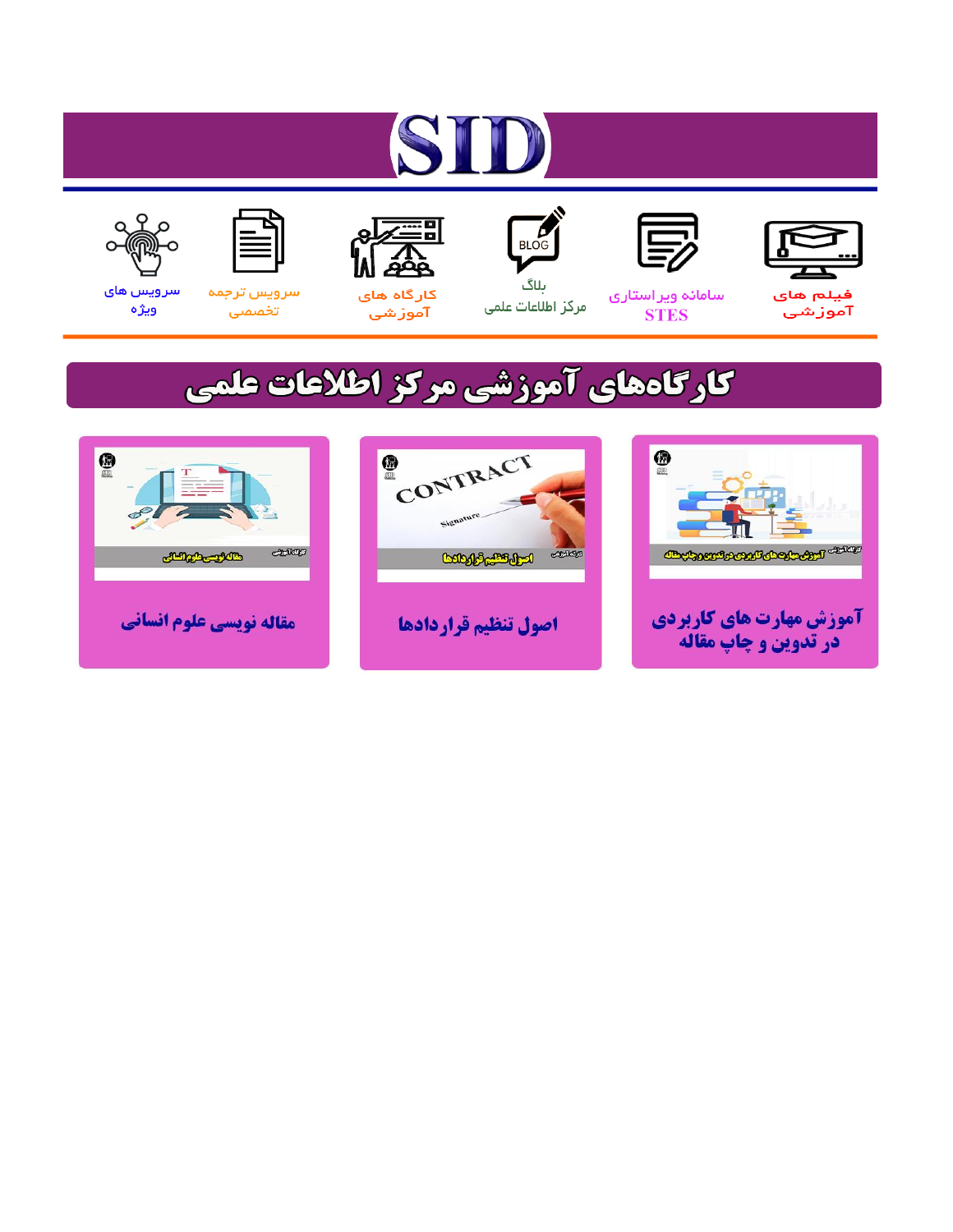# SID

فیلم های آموزشی

سامانه ویراستاری STES

بلاگ مرکز اطلاعات علمی

کارگاه های آموزشی

سرویس ترجمه تخصصی

سرویس های ویژه

## کارگاه‌های آموزشی مرکز اطلاعات علمی

آموزش مهارت های کاربردی در تدوین و چاپ مقاله

اصول تنظیم قراردادها

مقاله نویسی علوم انسانی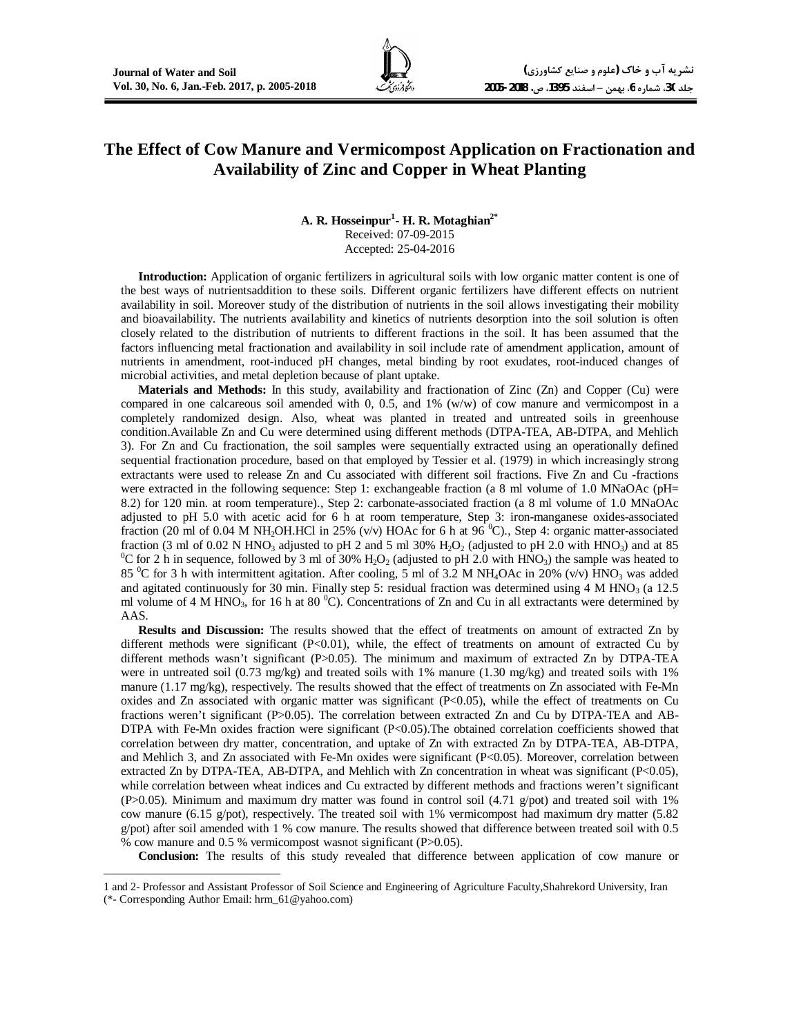# The Effect of Cow Manure and Vermicompost Application on Fractionation and Availability of Zinc and Copper in Wheat Planting

**A. R. Hosseinpur[1]- H. R. Motaghian[2*]**
Received: 07-09-2015
Accepted: 25-04-2016

**Introduction:** Application of organic fertilizers in agricultural soils with low organic matter content is one of the best ways of nutrientsaddition to these soils. Different organic fertilizers have different effects on nutrient availability in soil. Moreover study of the distribution of nutrients in the soil allows investigating their mobility and bioavailability. The nutrients availability and kinetics of nutrients desorption into the soil solution is often closely related to the distribution of nutrients to different fractions in the soil. It has been assumed that the factors influencing metal fractionation and availability in soil include rate of amendment application, amount of nutrients in amendment, root-induced pH changes, metal binding by root exudates, root-induced changes of microbial activities, and metal depletion because of plant uptake.

**Materials and Methods:** In this study, availability and fractionation of Zinc (Zn) and Copper (Cu) were compared in one calcareous soil amended with 0, 0.5, and 1% (w/w) of cow manure and vermicompost in a completely randomized design. Also, wheat was planted in treated and untreated soils in greenhouse condition.Available Zn and Cu were determined using different methods (DTPA-TEA, AB-DTPA, and Mehlich 3). For Zn and Cu fractionation, the soil samples were sequentially extracted using an operationally defined sequential fractionation procedure, based on that employed by Tessier et al. (1979) in which increasingly strong extractants were used to release Zn and Cu associated with different soil fractions. Five Zn and Cu -fractions were extracted in the following sequence: Step 1: exchangeable fraction (a 8 ml volume of 1.0 MNaOAc (pH= 8.2) for 120 min. at room temperature)., Step 2: carbonate-associated fraction (a 8 ml volume of 1.0 MNaOAc adjusted to pH 5.0 with acetic acid for 6 h at room temperature, Step 3: iron-manganese oxides-associated fraction (20 ml of 0.04 M $NH_2OH.HCl$ in 25% (v/v) HOAc for 6 h at 96 $^0C$)., Step 4: organic matter-associated fraction (3 ml of 0.02 N $HNO_3$ adjusted to pH 2 and 5 ml 30% $H_2O_2$ (adjusted to pH 2.0 with $HNO_3$) and at 85 $^0C$ for 2 h in sequence, followed by 3 ml of 30% $H_2O_2$ (adjusted to pH 2.0 with $HNO_3$) the sample was heated to 85 $^0C$ for 3 h with intermittent agitation. After cooling, 5 ml of 3.2 M $NH_4OAc$ in 20% (v/v) $HNO_3$ was added and agitated continuously for 30 min. Finally step 5: residual fraction was determined using 4 M $HNO_3$ (a 12.5 ml volume of 4 M $HNO_3$, for 16 h at 80 $^0C$). Concentrations of Zn and Cu in all extractants were determined by AAS.

**Results and Discussion:** The results showed that the effect of treatments on amount of extracted Zn by different methods were significant ($P<0.01$), while, the effect of treatments on amount of extracted Cu by different methods wasn't significant ($P>0.05$). The minimum and maximum of extracted Zn by DTPA-TEA were in untreated soil (0.73 mg/kg) and treated soils with 1% manure (1.30 mg/kg) and treated soils with 1% manure (1.17 mg/kg), respectively. The results showed that the effect of treatments on Zn associated with Fe-Mn oxides and Zn associated with organic matter was significant ($P<0.05$), while the effect of treatments on Cu fractions weren't significant ($P>0.05$). The correlation between extracted Zn and Cu by DTPA-TEA and AB-DTPA with Fe-Mn oxides fraction were significant ($P<0.05$).The obtained correlation coefficients showed that correlation between dry matter, concentration, and uptake of Zn with extracted Zn by DTPA-TEA, AB-DTPA, and Mehlich 3, and Zn associated with Fe-Mn oxides were significant ($P<0.05$). Moreover, correlation between extracted Zn by DTPA-TEA, AB-DTPA, and Mehlich with Zn concentration in wheat was significant ($P<0.05$), while correlation between wheat indices and Cu extracted by different methods and fractions weren't significant ($P>0.05$). Minimum and maximum dry matter was found in control soil (4.71 g/pot) and treated soil with 1% cow manure (6.15 g/pot), respectively. The treated soil with 1% vermicompost had maximum dry matter (5.82 g/pot) after soil amended with 1 % cow manure. The results showed that difference between treated soil with 0.5 % cow manure and 0.5 % vermicompost wasnot significant ($P>0.05$).

**Conclusion:** The results of this study revealed that difference between application of cow manure or

---

1 and 2- Professor and Assistant Professor of Soil Science and Engineering of Agriculture Faculty,Shahrekord University, Iran
(*- Corresponding Author Email: hrm_61@yahoo.com)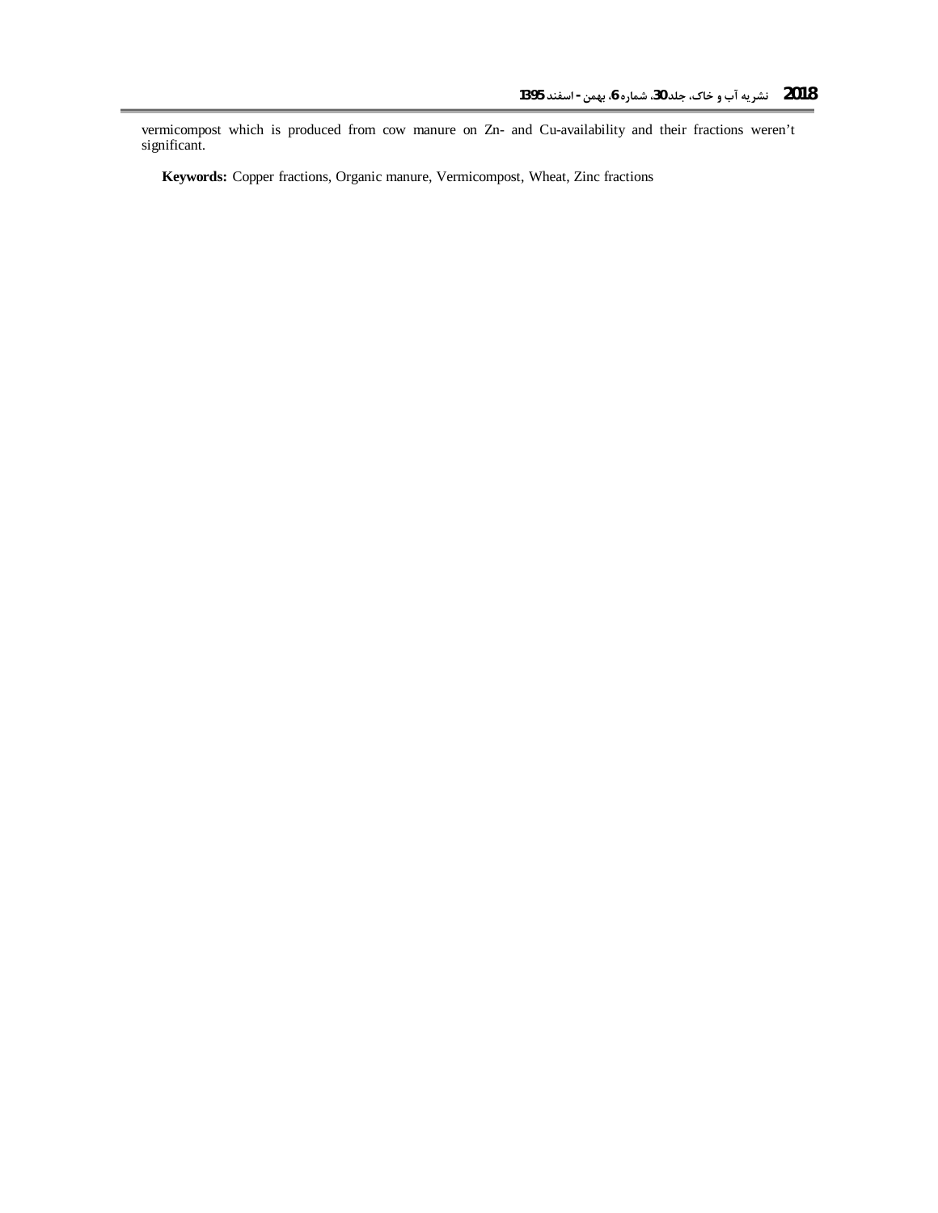vermicompost which is produced from cow manure on Zn- and Cu-availability and their fractions weren't significant.

**Keywords:** Copper fractions, Organic manure, Vermicompost, Wheat, Zinc fractions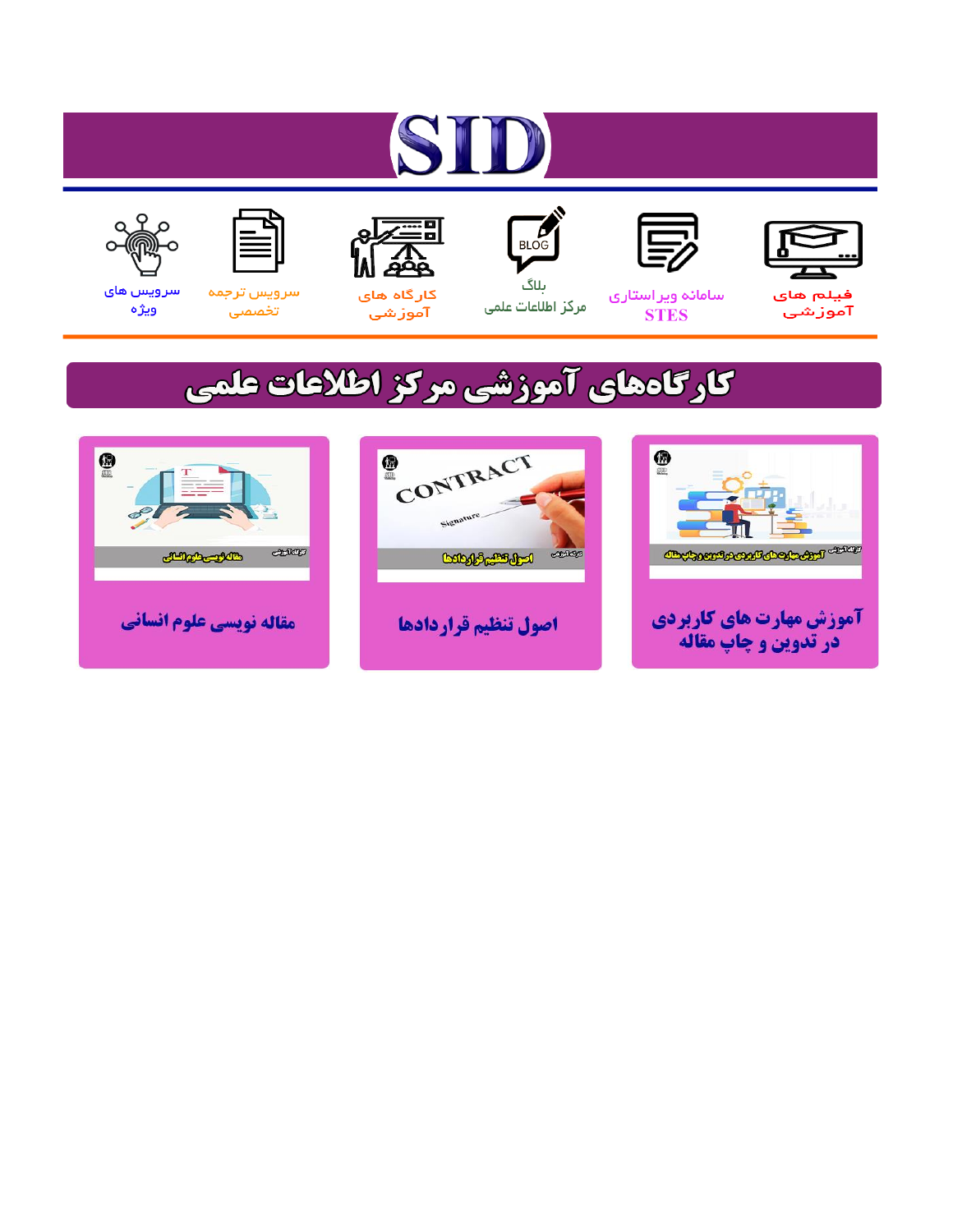# SID

فیلم های آموزشی

سامانه ویراستاری STES

بلاگ مرکز اطلاعات علمی

کارگاه های آموزشی

سرویس ترجمه تخصصی

سرویس های ویژه

## کارگاه‌های آموزشی مرکز اطلاعات علمی

آموزش مهارت های کاربردی در تدوین و چاپ مقاله

اصول تنظیم قراردادها

مقاله نویسی علوم انسانی